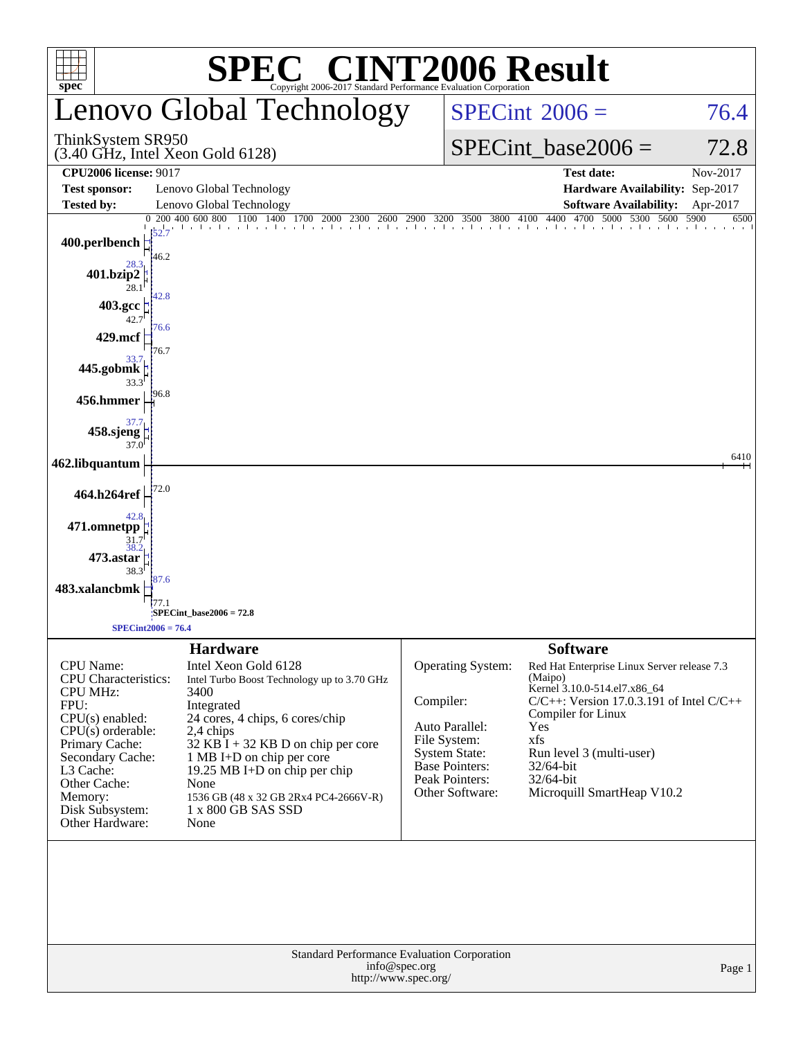# SPEC® CINT2006 Result

Copyright 2006-2017 Standard Performance Evaluation Corporation

## Lenovo Global Technology

ThinkSystem SR950
(3.40 GHz, Intel Xeon Gold 6128)

SPECint 2006 = 76.4

SPECint_base2006 = 72.8

| | | | |
|---|---|---|---|
| **CPU2006 license:** 9017 | | **Test date:** | Nov-2017 |
| **Test sponsor:** | Lenovo Global Technology | **Hardware Availability:** | Sep-2017 |
| **Tested by:** | Lenovo Global Technology | **Software Availability:** | Apr-2017 |

| Benchmark | Peak | Base |
|---|---|---|
| 400.perlbench | 52.7 | 46.2 |
| 401.bzip2 | 28.3 | 28.1 |
| 403.gcc | 42.8 | 42.7 |
| 429.mcf | 76.6 | 76.7 |
| 445.gobmk | 33.7 | 33.3 |
| 456.hmmer | 96.8 | |
| 458.sjeng | 37.7 | 37.0 |
| 462.libquantum | 6410 | |
| 464.h264ref | 72.0 | |
| 471.omnetpp | 42.8 | 31.7 |
| 473.astar | 38.2 | 38.3 |
| 483.xalancbmk | 87.6 | 77.1 |

SPECint_base2006 = 72.8

SPECint2006 = 76.4

### Hardware

| | |
|---|---|
| CPU Name: | Intel Xeon Gold 6128 |
| CPU Characteristics: | Intel Turbo Boost Technology up to 3.70 GHz |
| CPU MHz: | 3400 |
| FPU: | Integrated |
| CPU(s) enabled: | 24 cores, 4 chips, 6 cores/chip |
| CPU(s) orderable: | 2,4 chips |
| Primary Cache: | 32 KB I + 32 KB D on chip per core |
| Secondary Cache: | 1 MB I+D on chip per core |
| L3 Cache: | 19.25 MB I+D on chip per chip |
| Other Cache: | None |
| Memory: | 1536 GB (48 x 32 GB 2Rx4 PC4-2666V-R) |
| Disk Subsystem: | 1 x 800 GB SAS SSD |
| Other Hardware: | None |

### Software

| | |
|---|---|
| Operating System: | Red Hat Enterprise Linux Server release 7.3 (Maipo) Kernel 3.10.0-514.el7.x86_64 |
| Compiler: | C/C++: Version 17.0.3.191 of Intel C/C++ Compiler for Linux |
| Auto Parallel: | Yes |
| File System: | xfs |
| System State: | Run level 3 (multi-user) |
| Base Pointers: | 32/64-bit |
| Peak Pointers: | 32/64-bit |
| Other Software: | Microquill SmartHeap V10.2 |

Standard Performance Evaluation Corporation
info@spec.org
http://www.spec.org/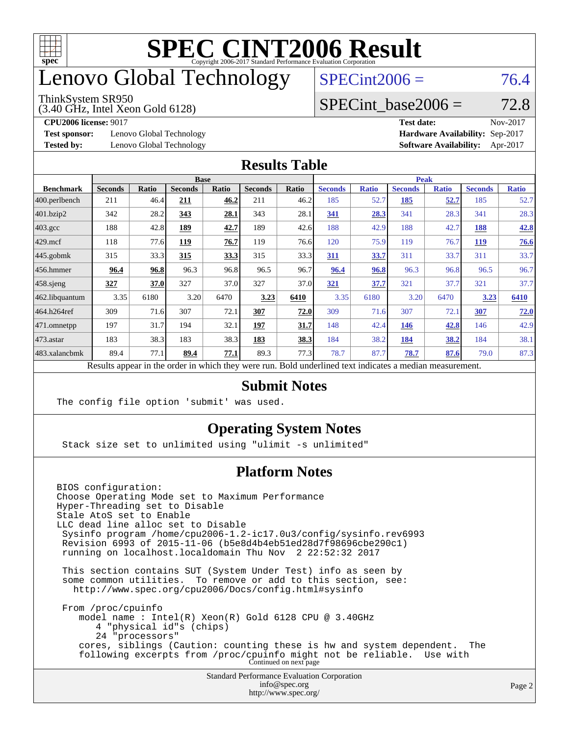# SPEC CINT2006 Result

Copyright 2006-2017 Standard Performance Evaluation Corporation

# Lenovo Global Technology

ThinkSystem SR950
(3.40 GHz, Intel Xeon Gold 6128)

SPECint2006 = 76.4

SPECint_base2006 = 72.8

**CPU2006 license:** 9017
**Test sponsor:** Lenovo Global Technology
**Tested by:** Lenovo Global Technology

**Test date:** Nov-2017
**Hardware Availability:** Sep-2017
**Software Availability:** Apr-2017

## Results Table

| Benchmark | Base | | | | | | Peak | | | | | |
|---|---|---|---|---|---|---|---|---|---|---|---|---|
| | Seconds | Ratio | Seconds | Ratio | Seconds | Ratio | Seconds | Ratio | Seconds | Ratio | Seconds | Ratio |
| 400.perlbench | 211 | 46.4 | **211** | **46.2** | 211 | 46.2 | 185 | 52.7 | **185** | **52.7** | 185 | 52.7 |
| 401.bzip2 | 342 | 28.2 | **343** | **28.1** | 343 | 28.1 | **341** | **28.3** | 341 | 28.3 | 341 | 28.3 |
| 403.gcc | 188 | 42.8 | **189** | **42.7** | 189 | 42.6 | 188 | 42.9 | 188 | 42.7 | **188** | **42.8** |
| 429.mcf | 118 | 77.6 | **119** | **76.7** | 119 | 76.6 | 120 | 75.9 | 119 | 76.7 | **119** | **76.6** |
| 445.gobmk | 315 | 33.3 | **315** | **33.3** | 315 | 33.3 | **311** | **33.7** | 311 | 33.7 | 311 | 33.7 |
| 456.hmmer | **96.4** | **96.8** | 96.3 | 96.8 | 96.5 | 96.7 | **96.4** | **96.8** | 96.3 | 96.8 | 96.5 | 96.7 |
| 458.sjeng | **327** | **37.0** | 327 | 37.0 | 327 | 37.0 | **321** | **37.7** | 321 | 37.7 | 321 | 37.7 |
| 462.libquantum | 3.35 | 6180 | 3.20 | 6470 | **3.23** | **6410** | 3.35 | 6180 | 3.20 | 6470 | **3.23** | **6410** |
| 464.h264ref | 309 | 71.6 | 307 | 72.1 | **307** | **72.0** | 309 | 71.6 | 307 | 72.1 | **307** | **72.0** |
| 471.omnetpp | 197 | 31.7 | 194 | 32.1 | **197** | **31.7** | 148 | 42.4 | **146** | **42.8** | 146 | 42.9 |
| 473.astar | 183 | 38.3 | 183 | 38.3 | **183** | **38.3** | 184 | 38.2 | **184** | **38.2** | 184 | 38.1 |
| 483.xalancbmk | 89.4 | 77.1 | **89.4** | **77.1** | 89.3 | 77.3 | 78.7 | 87.7 | **78.7** | **87.6** | 79.0 | 87.3 |

Results appear in the order in which they were run. Bold underlined text indicates a median measurement.

## Submit Notes

```
The config file option 'submit' was used.
```

## Operating System Notes

```
Stack size set to unlimited using "ulimit -s unlimited"
```

## Platform Notes

```
BIOS configuration:
Choose Operating Mode set to Maximum Performance
Hyper-Threading set to Disable
Stale AtoS set to Enable
LLC dead line alloc set to Disable
 Sysinfo program /home/cpu2006-1.2-ic17.0u3/config/sysinfo.rev6993
 Revision 6993 of 2015-11-06 (b5e8d4b4eb51ed28d7f98696cbe290c1)
 running on localhost.localdomain Thu Nov  2 22:52:32 2017

 This section contains SUT (System Under Test) info as seen by
 some common utilities.  To remove or add to this section, see:
   http://www.spec.org/cpu2006/Docs/config.html#sysinfo

 From /proc/cpuinfo
    model name : Intel(R) Xeon(R) Gold 6128 CPU @ 3.40GHz
       4 "physical id"s (chips)
       24 "processors"
    cores, siblings (Caution: counting these is hw and system dependent.  The
    following excerpts from /proc/cpuinfo might not be reliable.  Use with
```

Continued on next page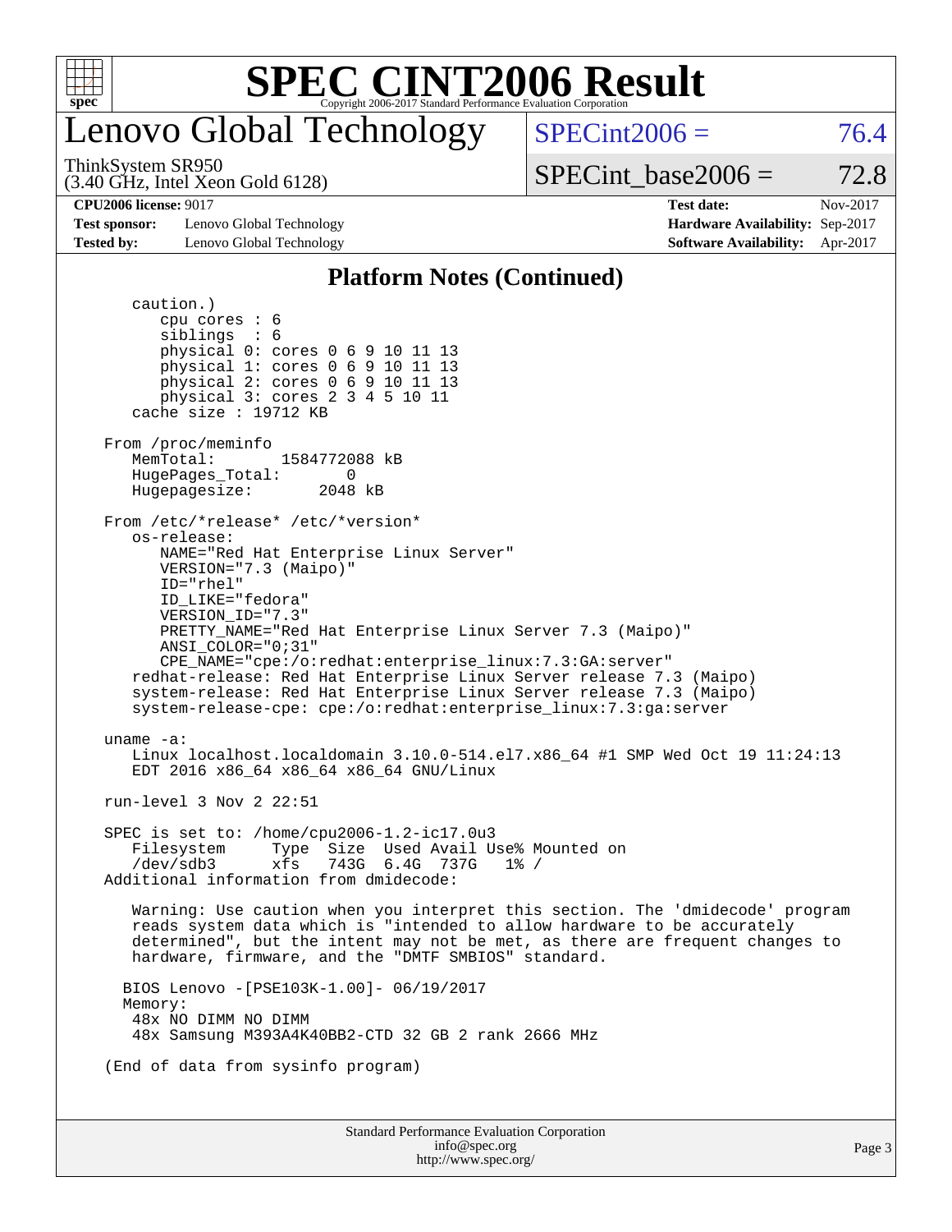# SPEC CINT2006 Result

## Lenovo Global Technology

ThinkSystem SR950
(3.40 GHz, Intel Xeon Gold 6128)

SPECint2006 = 76.4

SPECint_base2006 = 72.8

**CPU2006 license:** 9017
**Test sponsor:** Lenovo Global Technology
**Tested by:** Lenovo Global Technology

**Test date:** Nov-2017
**Hardware Availability:** Sep-2017
**Software Availability:** Apr-2017

### Platform Notes (Continued)

```
      caution.)
         cpu cores : 6
         siblings  : 6
         physical 0: cores 0 6 9 10 11 13
         physical 1: cores 0 6 9 10 11 13
         physical 2: cores 0 6 9 10 11 13
         physical 3: cores 2 3 4 5 10 11
      cache size : 19712 KB

   From /proc/meminfo
      MemTotal:       1584772088 kB
      HugePages_Total:       0
      Hugepagesize:       2048 kB

   From /etc/*release* /etc/*version*
      os-release:
         NAME="Red Hat Enterprise Linux Server"
         VERSION="7.3 (Maipo)"
         ID="rhel"
         ID_LIKE="fedora"
         VERSION_ID="7.3"
         PRETTY_NAME="Red Hat Enterprise Linux Server 7.3 (Maipo)"
         ANSI_COLOR="0;31"
         CPE_NAME="cpe:/o:redhat:enterprise_linux:7.3:GA:server"
      redhat-release: Red Hat Enterprise Linux Server release 7.3 (Maipo)
      system-release: Red Hat Enterprise Linux Server release 7.3 (Maipo)
      system-release-cpe: cpe:/o:redhat:enterprise_linux:7.3:ga:server

   uname -a:
      Linux localhost.localdomain 3.10.0-514.el7.x86_64 #1 SMP Wed Oct 19 11:24:13
      EDT 2016 x86_64 x86_64 x86_64 GNU/Linux

   run-level 3 Nov 2 22:51

   SPEC is set to: /home/cpu2006-1.2-ic17.0u3
      Filesystem     Type  Size  Used Avail Use% Mounted on
      /dev/sdb3      xfs   743G  6.4G  737G   1% /
   Additional information from dmidecode:

      Warning: Use caution when you interpret this section. The 'dmidecode' program
      reads system data which is "intended to allow hardware to be accurately
      determined", but the intent may not be met, as there are frequent changes to
      hardware, firmware, and the "DMTF SMBIOS" standard.

     BIOS Lenovo -[PSE103K-1.00]- 06/19/2017
     Memory:
      48x NO DIMM NO DIMM
      48x Samsung M393A4K40BB2-CTD 32 GB 2 rank 2666 MHz

   (End of data from sysinfo program)
```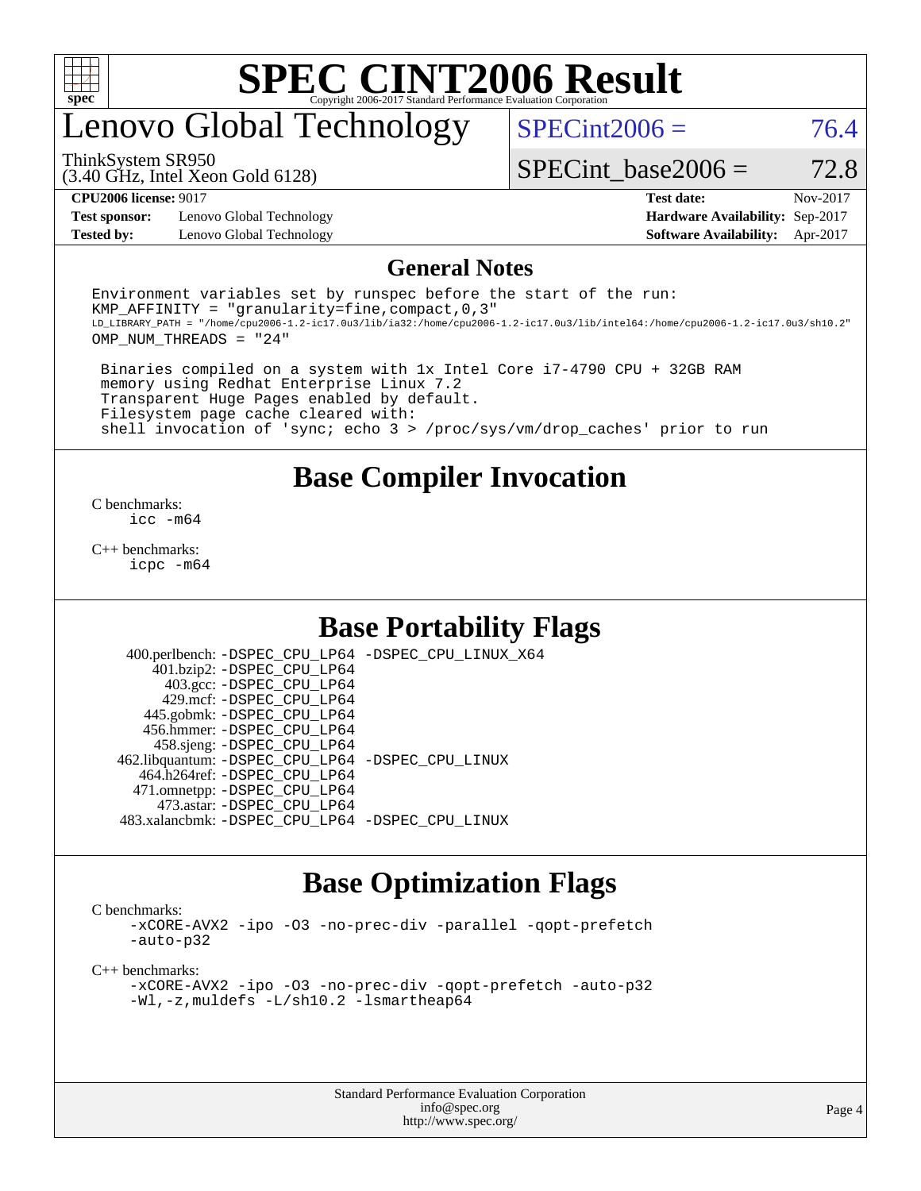# SPEC CINT2006 Result

Copyright 2006-2017 Standard Performance Evaluation Corporation

## Lenovo Global Technology

ThinkSystem SR950
(3.40 GHz, Intel Xeon Gold 6128)

SPECint2006 = 76.4

SPECint_base2006 = 72.8

| | | | |
|---|---|---|---|
| **CPU2006 license:** 9017 | | **Test date:** | Nov-2017 |
| **Test sponsor:** | Lenovo Global Technology | **Hardware Availability:** | Sep-2017 |
| **Tested by:** | Lenovo Global Technology | **Software Availability:** | Apr-2017 |

## General Notes

```
Environment variables set by runspec before the start of the run:
KMP_AFFINITY = "granularity=fine,compact,0,3"
LD_LIBRARY_PATH = "/home/cpu2006-1.2-ic17.0u3/lib/ia32:/home/cpu2006-1.2-ic17.0u3/lib/intel64:/home/cpu2006-1.2-ic17.0u3/sh10.2"
OMP_NUM_THREADS = "24"

 Binaries compiled on a system with 1x Intel Core i7-4790 CPU + 32GB RAM
 memory using Redhat Enterprise Linux 7.2
 Transparent Huge Pages enabled by default.
 Filesystem page cache cleared with:
 shell invocation of 'sync; echo 3 > /proc/sys/vm/drop_caches' prior to run
```

## Base Compiler Invocation

C benchmarks:
  icc -m64

C++ benchmarks:
  icpc -m64

## Base Portability Flags

400.perlbench: -DSPEC_CPU_LP64 -DSPEC_CPU_LINUX_X64
401.bzip2: -DSPEC_CPU_LP64
403.gcc: -DSPEC_CPU_LP64
429.mcf: -DSPEC_CPU_LP64
445.gobmk: -DSPEC_CPU_LP64
456.hmmer: -DSPEC_CPU_LP64
458.sjeng: -DSPEC_CPU_LP64
462.libquantum: -DSPEC_CPU_LP64 -DSPEC_CPU_LINUX
464.h264ref: -DSPEC_CPU_LP64
471.omnetpp: -DSPEC_CPU_LP64
473.astar: -DSPEC_CPU_LP64
483.xalancbmk: -DSPEC_CPU_LP64 -DSPEC_CPU_LINUX

## Base Optimization Flags

C benchmarks:
  -xCORE-AVX2 -ipo -O3 -no-prec-div -parallel -qopt-prefetch
  -auto-p32

C++ benchmarks:
  -xCORE-AVX2 -ipo -O3 -no-prec-div -qopt-prefetch -auto-p32
  -Wl,-z,muldefs -L/sh10.2 -lsmartheap64

Standard Performance Evaluation Corporation
info@spec.org
http://www.spec.org/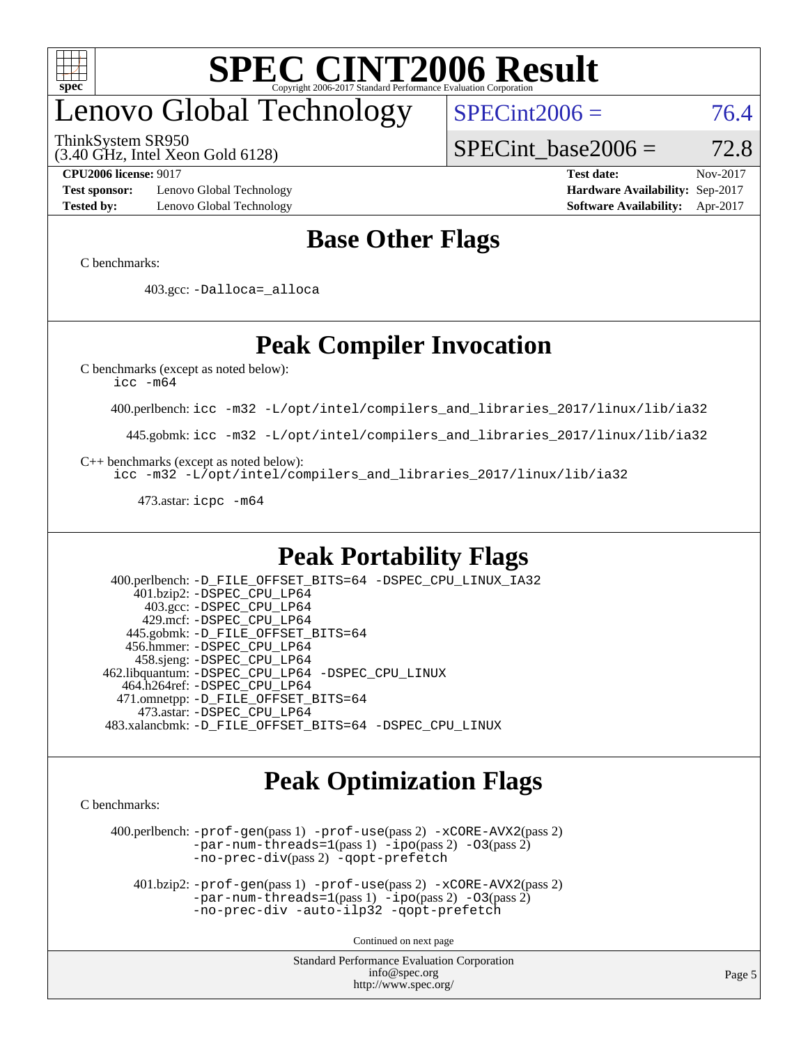# Lenovo Global Technology

ThinkSystem SR950
(3.40 GHz, Intel Xeon Gold 6128)

SPECint2006 = 76.4

SPECint_base2006 = 72.8

**CPU2006 license:** 9017
**Test sponsor:** Lenovo Global Technology
**Tested by:** Lenovo Global Technology
**Test date:** Nov-2017
**Hardware Availability:** Sep-2017
**Software Availability:** Apr-2017

## Base Other Flags

C benchmarks:

403.gcc: `-Dalloca=_alloca`

## Peak Compiler Invocation

C benchmarks (except as noted below):
`icc -m64`

400.perlbench: `icc -m32 -L/opt/intel/compilers_and_libraries_2017/linux/lib/ia32`

445.gobmk: `icc -m32 -L/opt/intel/compilers_and_libraries_2017/linux/lib/ia32`

C++ benchmarks (except as noted below):
`icc -m32 -L/opt/intel/compilers_and_libraries_2017/linux/lib/ia32`

473.astar: `icpc -m64`

## Peak Portability Flags

400.perlbench: `-D_FILE_OFFSET_BITS=64 -DSPEC_CPU_LINUX_IA32`
401.bzip2: `-DSPEC_CPU_LP64`
403.gcc: `-DSPEC_CPU_LP64`
429.mcf: `-DSPEC_CPU_LP64`
445.gobmk: `-D_FILE_OFFSET_BITS=64`
456.hmmer: `-DSPEC_CPU_LP64`
458.sjeng: `-DSPEC_CPU_LP64`
462.libquantum: `-DSPEC_CPU_LP64 -DSPEC_CPU_LINUX`
464.h264ref: `-DSPEC_CPU_LP64`
471.omnetpp: `-D_FILE_OFFSET_BITS=64`
473.astar: `-DSPEC_CPU_LP64`
483.xalancbmk: `-D_FILE_OFFSET_BITS=64 -DSPEC_CPU_LINUX`

## Peak Optimization Flags

C benchmarks:

400.perlbench: `-prof-gen`(pass 1) `-prof-use`(pass 2) `-xCORE-AVX2`(pass 2) `-par-num-threads=1`(pass 1) `-ipo`(pass 2) `-O3`(pass 2) `-no-prec-div`(pass 2) `-qopt-prefetch`

401.bzip2: `-prof-gen`(pass 1) `-prof-use`(pass 2) `-xCORE-AVX2`(pass 2) `-par-num-threads=1`(pass 1) `-ipo`(pass 2) `-O3`(pass 2) `-no-prec-div -auto-ilp32 -qopt-prefetch`

Continued on next page

Standard Performance Evaluation Corporation
info@spec.org
http://www.spec.org/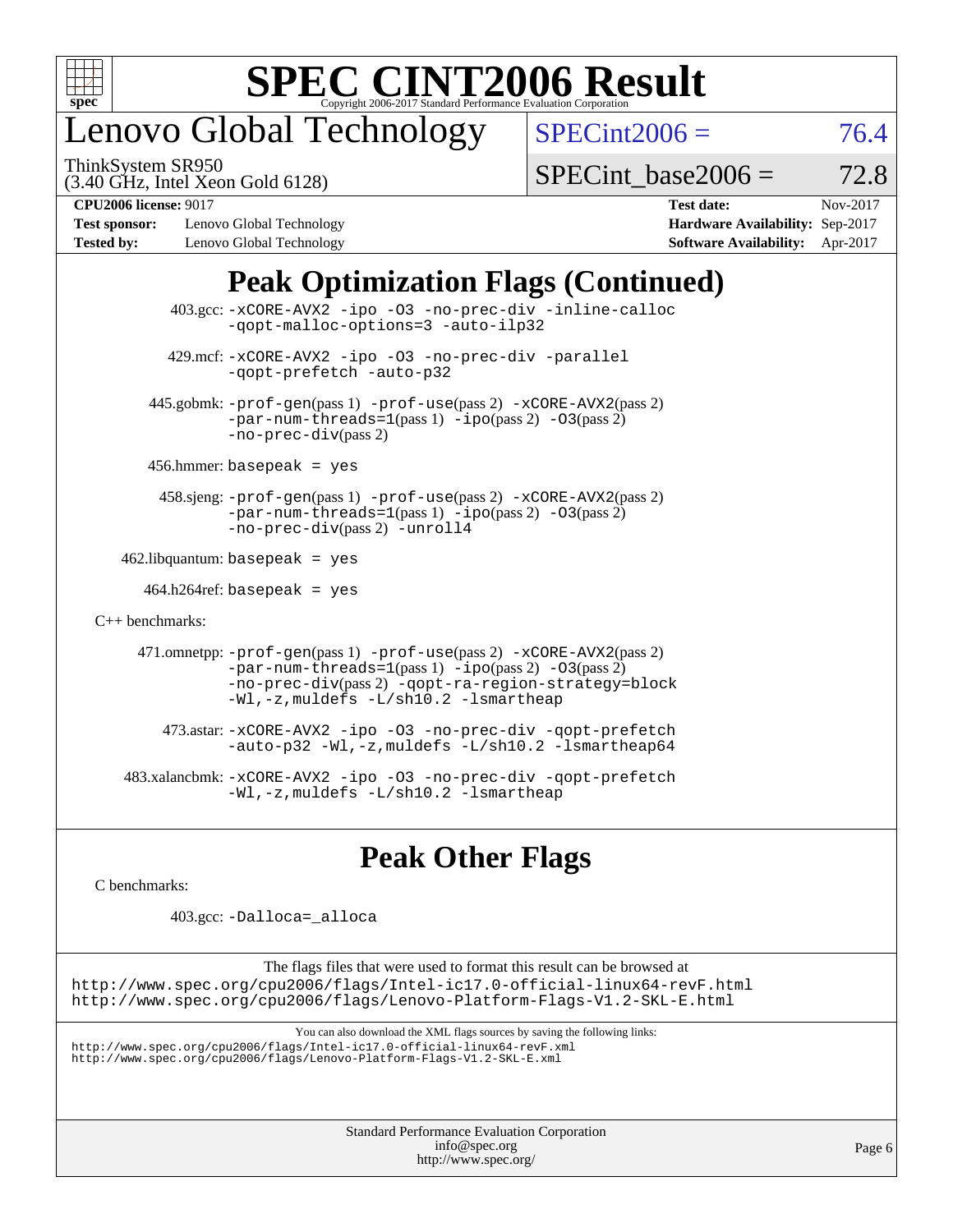# SPEC CINT2006 Result

Copyright 2006-2017 Standard Performance Evaluation Corporation

## Lenovo Global Technology

ThinkSystem SR950
(3.40 GHz, Intel Xeon Gold 6128)

SPECint2006 = 76.4

SPECint_base2006 = 72.8

| | | | |
|---|---|---|---|
| **CPU2006 license:** 9017 | | **Test date:** | Nov-2017 |
| **Test sponsor:** | Lenovo Global Technology | **Hardware Availability:** | Sep-2017 |
| **Tested by:** | Lenovo Global Technology | **Software Availability:** | Apr-2017 |

## Peak Optimization Flags (Continued)

403.gcc: `-xCORE-AVX2 -ipo -O3 -no-prec-div -inline-calloc -qopt-malloc-options=3 -auto-ilp32`

429.mcf: `-xCORE-AVX2 -ipo -O3 -no-prec-div -parallel -qopt-prefetch -auto-p32`

445.gobmk: `-prof-gen`(pass 1) `-prof-use`(pass 2) `-xCORE-AVX2`(pass 2) `-par-num-threads=1`(pass 1) `-ipo`(pass 2) `-O3`(pass 2) `-no-prec-div`(pass 2)

456.hmmer: `basepeak = yes`

458.sjeng: `-prof-gen`(pass 1) `-prof-use`(pass 2) `-xCORE-AVX2`(pass 2) `-par-num-threads=1`(pass 1) `-ipo`(pass 2) `-O3`(pass 2) `-no-prec-div`(pass 2) `-unroll4`

462.libquantum: `basepeak = yes`

464.h264ref: `basepeak = yes`

C++ benchmarks:

471.omnetpp: `-prof-gen`(pass 1) `-prof-use`(pass 2) `-xCORE-AVX2`(pass 2) `-par-num-threads=1`(pass 1) `-ipo`(pass 2) `-O3`(pass 2) `-no-prec-div`(pass 2) `-qopt-ra-region-strategy=block -Wl,-z,muldefs -L/sh10.2 -lsmartheap`

473.astar: `-xCORE-AVX2 -ipo -O3 -no-prec-div -qopt-prefetch -auto-p32 -Wl,-z,muldefs -L/sh10.2 -lsmartheap64`

483.xalancbmk: `-xCORE-AVX2 -ipo -O3 -no-prec-div -qopt-prefetch -Wl,-z,muldefs -L/sh10.2 -lsmartheap`

## Peak Other Flags

C benchmarks:

403.gcc: `-Dalloca=_alloca`

The flags files that were used to format this result can be browsed at
http://www.spec.org/cpu2006/flags/Intel-ic17.0-official-linux64-revF.html
http://www.spec.org/cpu2006/flags/Lenovo-Platform-Flags-V1.2-SKL-E.html

You can also download the XML flags sources by saving the following links:
http://www.spec.org/cpu2006/flags/Intel-ic17.0-official-linux64-revF.xml
http://www.spec.org/cpu2006/flags/Lenovo-Platform-Flags-V1.2-SKL-E.xml

Standard Performance Evaluation Corporation
info@spec.org
http://www.spec.org/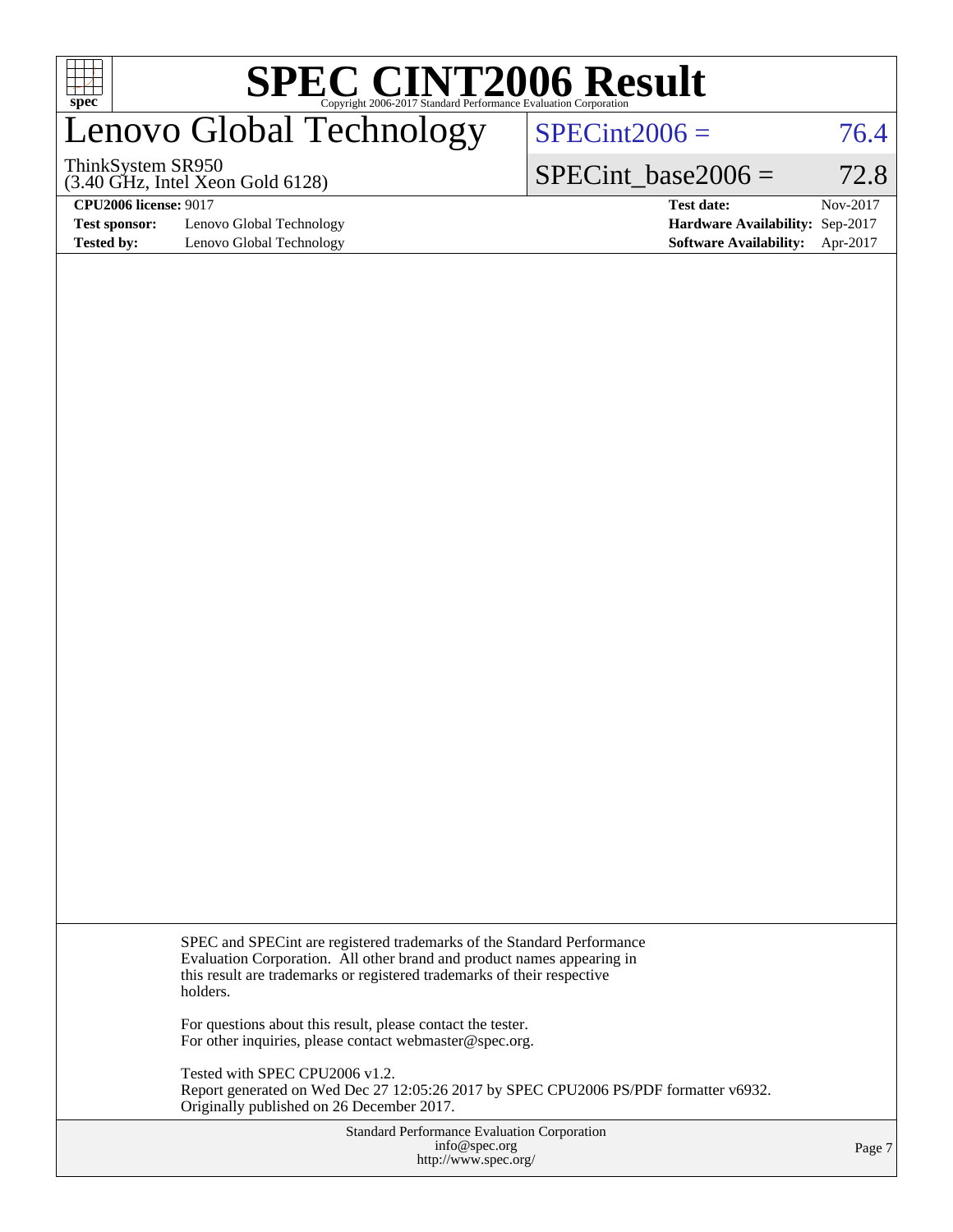# SPEC CINT2006 Result

Copyright 2006-2017 Standard Performance Evaluation Corporation

## Lenovo Global Technology

ThinkSystem SR950
(3.40 GHz, Intel Xeon Gold 6128)

SPECint2006 = 76.4

SPECint_base2006 = 72.8

| | | | |
|---|---|---|---|
| **CPU2006 license:** 9017 | | **Test date:** | Nov-2017 |
| **Test sponsor:** | Lenovo Global Technology | **Hardware Availability:** | Sep-2017 |
| **Tested by:** | Lenovo Global Technology | **Software Availability:** | Apr-2017 |

SPEC and SPECint are registered trademarks of the Standard Performance Evaluation Corporation. All other brand and product names appearing in this result are trademarks or registered trademarks of their respective holders.

For questions about this result, please contact the tester.
For other inquiries, please contact webmaster@spec.org.

Tested with SPEC CPU2006 v1.2.
Report generated on Wed Dec 27 12:05:26 2017 by SPEC CPU2006 PS/PDF formatter v6932.
Originally published on 26 December 2017.

Standard Performance Evaluation Corporation
info@spec.org
http://www.spec.org/